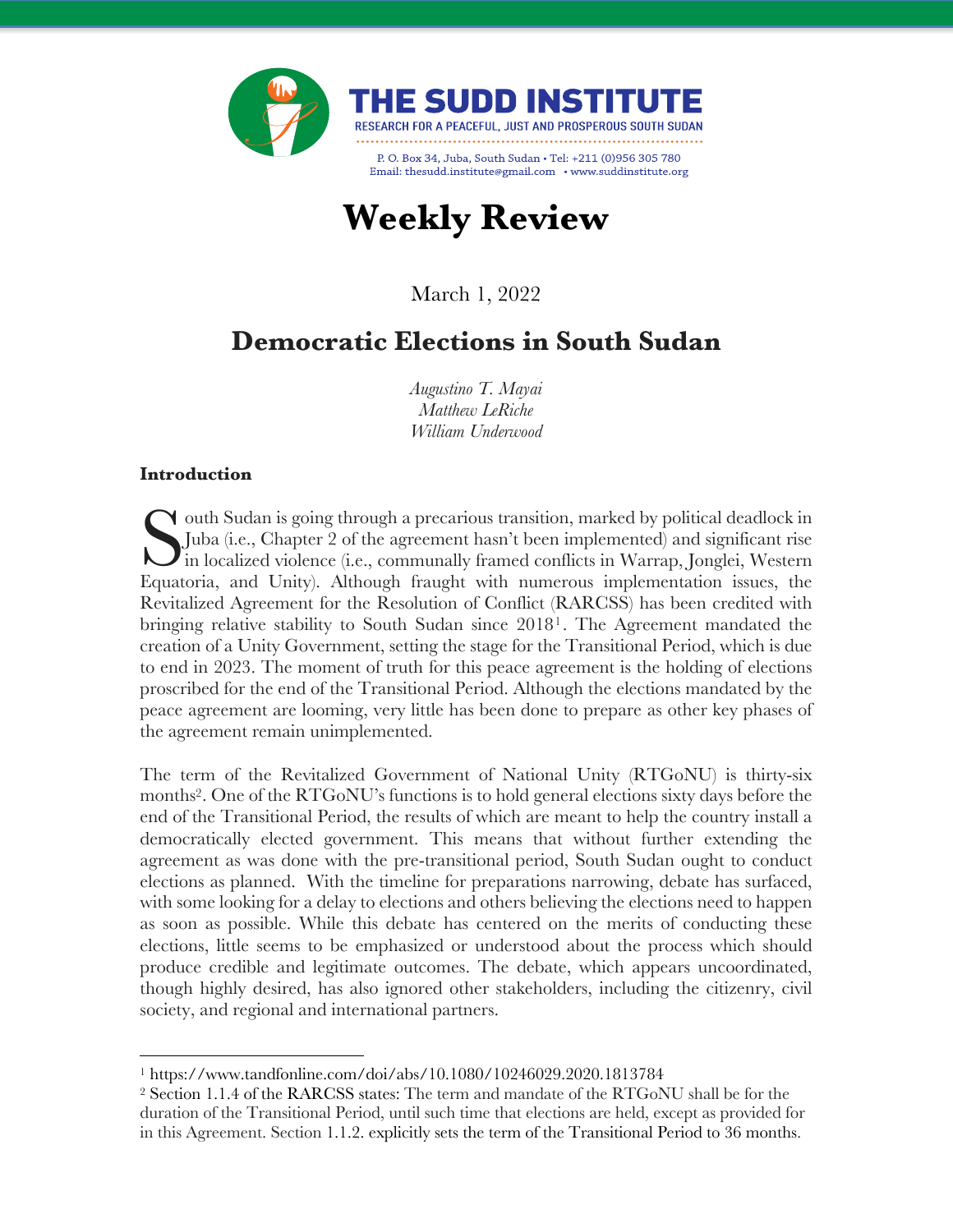THE SUDD INSTITUTE

RESEARCH FOR A PEACEFUL, JUST AND PROSPEROUS SOUTH SUDAN

P. O. Box 34, Juba, South Sudan • Tel: +211 (0)956 305 780
Email: thesudd.institute@gmail.com • www.suddinstitute.org

# Weekly Review

March 1, 2022

## Democratic Elections in South Sudan

*Augustino T. Mayai*
*Matthew LeRiche*
*William Underwood*

### Introduction

South Sudan is going through a precarious transition, marked by political deadlock in Juba (i.e., Chapter 2 of the agreement hasn't been implemented) and significant rise in localized violence (i.e., communally framed conflicts in Warrap, Jonglei, Western Equatoria, and Unity). Although fraught with numerous implementation issues, the Revitalized Agreement for the Resolution of Conflict (RARCSS) has been credited with bringing relative stability to South Sudan since 2018[1]. The Agreement mandated the creation of a Unity Government, setting the stage for the Transitional Period, which is due to end in 2023. The moment of truth for this peace agreement is the holding of elections proscribed for the end of the Transitional Period. Although the elections mandated by the peace agreement are looming, very little has been done to prepare as other key phases of the agreement remain unimplemented.

The term of the Revitalized Government of National Unity (RTGoNU) is thirty-six months[2]. One of the RTGoNU's functions is to hold general elections sixty days before the end of the Transitional Period, the results of which are meant to help the country install a democratically elected government. This means that without further extending the agreement as was done with the pre-transitional period, South Sudan ought to conduct elections as planned. With the timeline for preparations narrowing, debate has surfaced, with some looking for a delay to elections and others believing the elections need to happen as soon as possible. While this debate has centered on the merits of conducting these elections, little seems to be emphasized or understood about the process which should produce credible and legitimate outcomes. The debate, which appears uncoordinated, though highly desired, has also ignored other stakeholders, including the citizenry, civil society, and regional and international partners.

---

[1] https://www.tandfonline.com/doi/abs/10.1080/10246029.2020.1813784

[2] Section 1.1.4 of the RARCSS states: The term and mandate of the RTGoNU shall be for the duration of the Transitional Period, until such time that elections are held, except as provided for in this Agreement. Section 1.1.2. explicitly sets the term of the Transitional Period to 36 months.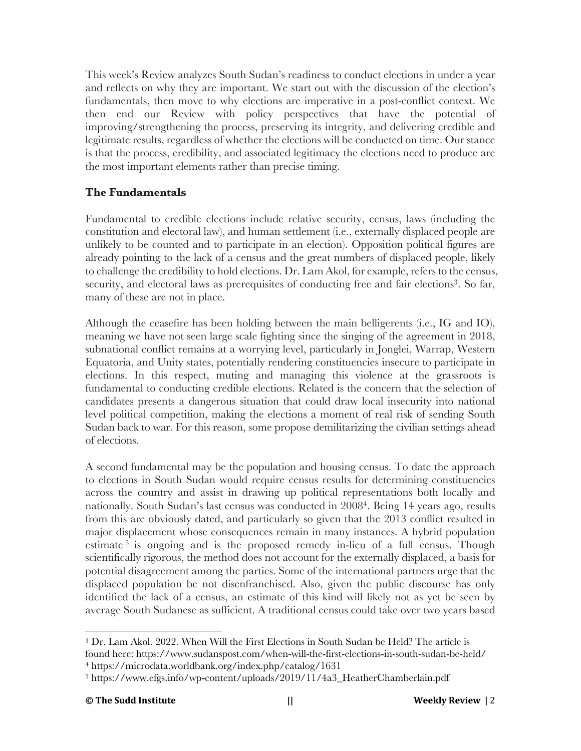This week's Review analyzes South Sudan's readiness to conduct elections in under a year and reflects on why they are important. We start out with the discussion of the election's fundamentals, then move to why elections are imperative in a post-conflict context. We then end our Review with policy perspectives that have the potential of improving/strengthening the process, preserving its integrity, and delivering credible and legitimate results, regardless of whether the elections will be conducted on time. Our stance is that the process, credibility, and associated legitimacy the elections need to produce are the most important elements rather than precise timing.

## The Fundamentals

Fundamental to credible elections include relative security, census, laws (including the constitution and electoral law), and human settlement (i.e., externally displaced people are unlikely to be counted and to participate in an election). Opposition political figures are already pointing to the lack of a census and the great numbers of displaced people, likely to challenge the credibility to hold elections. Dr. Lam Akol, for example, refers to the census, security, and electoral laws as prerequisites of conducting free and fair elections[3]. So far, many of these are not in place.

Although the ceasefire has been holding between the main belligerents (i.e., IG and IO), meaning we have not seen large scale fighting since the singing of the agreement in 2018, subnational conflict remains at a worrying level, particularly in Jonglei, Warrap, Western Equatoria, and Unity states, potentially rendering constituencies insecure to participate in elections. In this respect, muting and managing this violence at the grassroots is fundamental to conducting credible elections. Related is the concern that the selection of candidates presents a dangerous situation that could draw local insecurity into national level political competition, making the elections a moment of real risk of sending South Sudan back to war. For this reason, some propose demilitarizing the civilian settings ahead of elections.

A second fundamental may be the population and housing census. To date the approach to elections in South Sudan would require census results for determining constituencies across the country and assist in drawing up political representations both locally and nationally. South Sudan's last census was conducted in 2008[4]. Being 14 years ago, results from this are obviously dated, and particularly so given that the 2013 conflict resulted in major displacement whose consequences remain in many instances. A hybrid population estimate[5] is ongoing and is the proposed remedy in-lieu of a full census. Though scientifically rigorous, the method does not account for the externally displaced, a basis for potential disagreement among the parties. Some of the international partners urge that the displaced population be not disenfranchised. Also, given the public discourse has only identified the lack of a census, an estimate of this kind will likely not as yet be seen by average South Sudanese as sufficient. A traditional census could take over two years based

---

[3] Dr. Lam Akol. 2022. When Will the First Elections in South Sudan be Held? The article is found here: https://www.sudanspost.com/when-will-the-first-elections-in-south-sudan-be-held/

[4] https://microdata.worldbank.org/index.php/catalog/1631

[5] https://www.efgs.info/wp-content/uploads/2019/11/4a3_HeatherChamberlain.pdf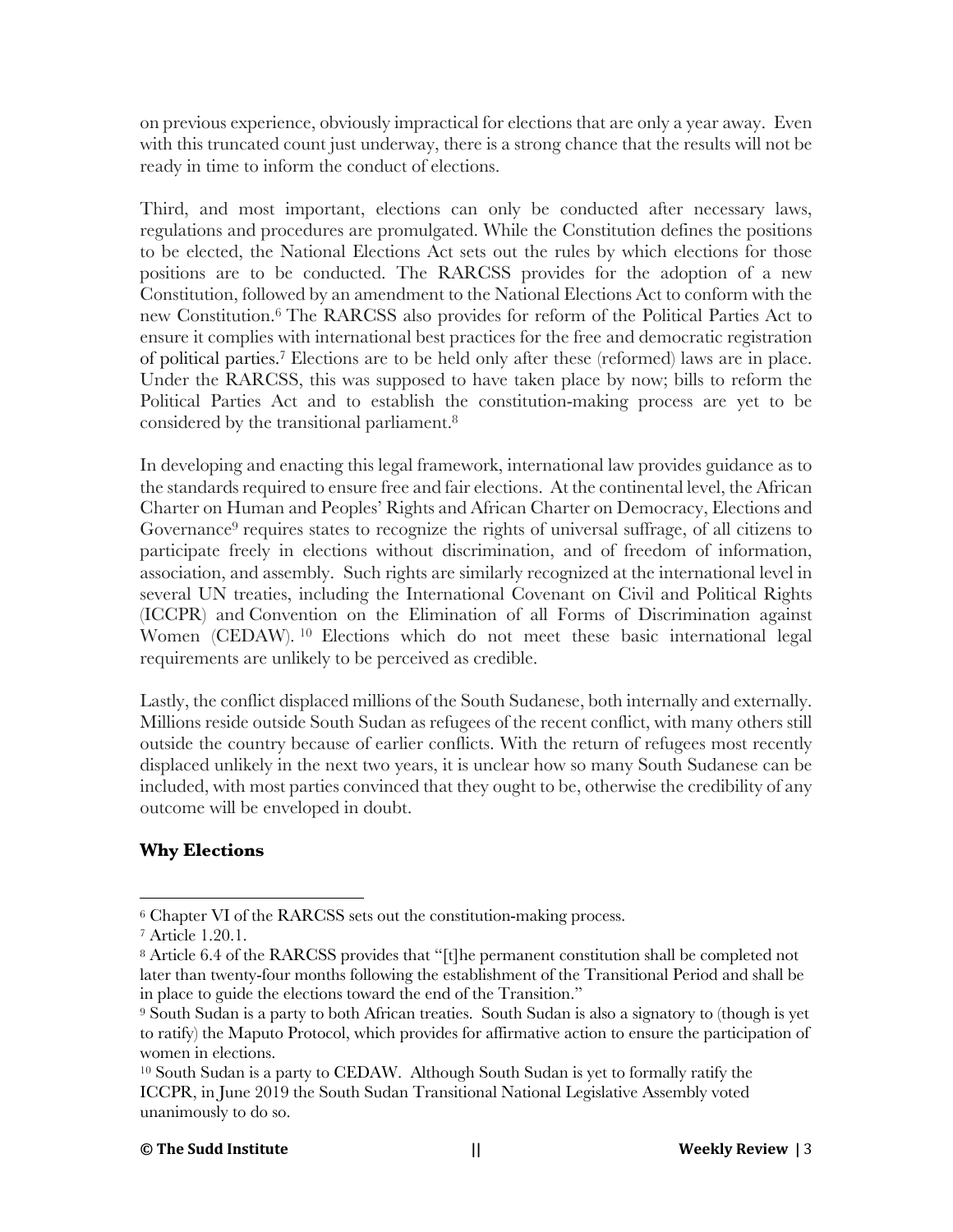on previous experience, obviously impractical for elections that are only a year away. Even with this truncated count just underway, there is a strong chance that the results will not be ready in time to inform the conduct of elections.

Third, and most important, elections can only be conducted after necessary laws, regulations and procedures are promulgated. While the Constitution defines the positions to be elected, the National Elections Act sets out the rules by which elections for those positions are to be conducted. The RARCSS provides for the adoption of a new Constitution, followed by an amendment to the National Elections Act to conform with the new Constitution.[6] The RARCSS also provides for reform of the Political Parties Act to ensure it complies with international best practices for the free and democratic registration of political parties.[7] Elections are to be held only after these (reformed) laws are in place. Under the RARCSS, this was supposed to have taken place by now; bills to reform the Political Parties Act and to establish the constitution-making process are yet to be considered by the transitional parliament.[8]

In developing and enacting this legal framework, international law provides guidance as to the standards required to ensure free and fair elections. At the continental level, the African Charter on Human and Peoples' Rights and African Charter on Democracy, Elections and Governance[9] requires states to recognize the rights of universal suffrage, of all citizens to participate freely in elections without discrimination, and of freedom of information, association, and assembly. Such rights are similarly recognized at the international level in several UN treaties, including the International Covenant on Civil and Political Rights (ICCPR) and Convention on the Elimination of all Forms of Discrimination against Women (CEDAW).[10] Elections which do not meet these basic international legal requirements are unlikely to be perceived as credible.

Lastly, the conflict displaced millions of the South Sudanese, both internally and externally. Millions reside outside South Sudan as refugees of the recent conflict, with many others still outside the country because of earlier conflicts. With the return of refugees most recently displaced unlikely in the next two years, it is unclear how so many South Sudanese can be included, with most parties convinced that they ought to be, otherwise the credibility of any outcome will be enveloped in doubt.

## Why Elections

---

[6] Chapter VI of the RARCSS sets out the constitution-making process.

[7] Article 1.20.1.

[8] Article 6.4 of the RARCSS provides that "[t]he permanent constitution shall be completed not later than twenty-four months following the establishment of the Transitional Period and shall be in place to guide the elections toward the end of the Transition."

[9] South Sudan is a party to both African treaties. South Sudan is also a signatory to (though is yet to ratify) the Maputo Protocol, which provides for affirmative action to ensure the participation of women in elections.

[10] South Sudan is a party to CEDAW. Although South Sudan is yet to formally ratify the ICCPR, in June 2019 the South Sudan Transitional National Legislative Assembly voted unanimously to do so.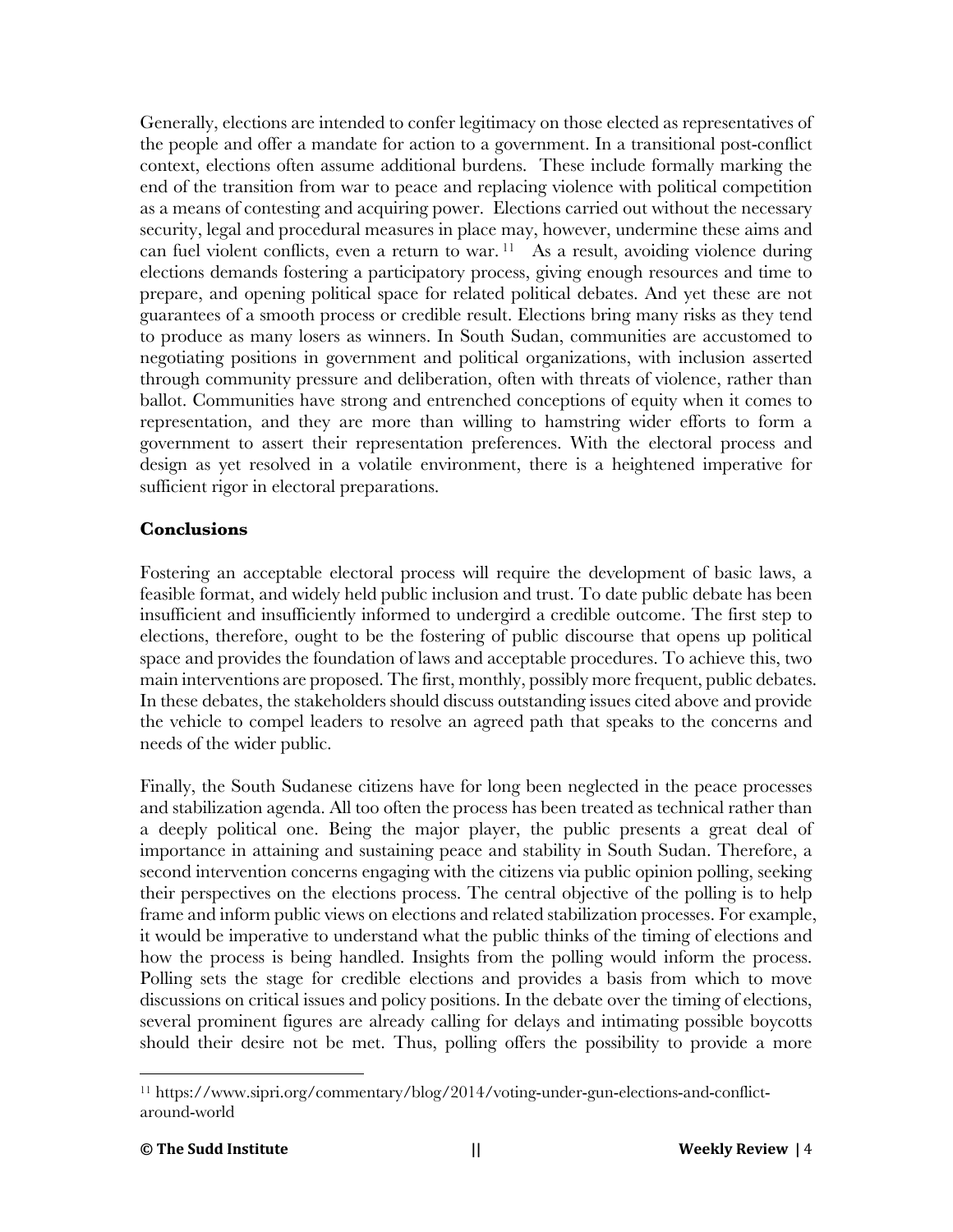Generally, elections are intended to confer legitimacy on those elected as representatives of the people and offer a mandate for action to a government. In a transitional post-conflict context, elections often assume additional burdens. These include formally marking the end of the transition from war to peace and replacing violence with political competition as a means of contesting and acquiring power. Elections carried out without the necessary security, legal and procedural measures in place may, however, undermine these aims and can fuel violent conflicts, even a return to war.[11] As a result, avoiding violence during elections demands fostering a participatory process, giving enough resources and time to prepare, and opening political space for related political debates. And yet these are not guarantees of a smooth process or credible result. Elections bring many risks as they tend to produce as many losers as winners. In South Sudan, communities are accustomed to negotiating positions in government and political organizations, with inclusion asserted through community pressure and deliberation, often with threats of violence, rather than ballot. Communities have strong and entrenched conceptions of equity when it comes to representation, and they are more than willing to hamstring wider efforts to form a government to assert their representation preferences. With the electoral process and design as yet resolved in a volatile environment, there is a heightened imperative for sufficient rigor in electoral preparations.

## Conclusions

Fostering an acceptable electoral process will require the development of basic laws, a feasible format, and widely held public inclusion and trust. To date public debate has been insufficient and insufficiently informed to undergird a credible outcome. The first step to elections, therefore, ought to be the fostering of public discourse that opens up political space and provides the foundation of laws and acceptable procedures. To achieve this, two main interventions are proposed. The first, monthly, possibly more frequent, public debates. In these debates, the stakeholders should discuss outstanding issues cited above and provide the vehicle to compel leaders to resolve an agreed path that speaks to the concerns and needs of the wider public.

Finally, the South Sudanese citizens have for long been neglected in the peace processes and stabilization agenda. All too often the process has been treated as technical rather than a deeply political one. Being the major player, the public presents a great deal of importance in attaining and sustaining peace and stability in South Sudan. Therefore, a second intervention concerns engaging with the citizens via public opinion polling, seeking their perspectives on the elections process. The central objective of the polling is to help frame and inform public views on elections and related stabilization processes. For example, it would be imperative to understand what the public thinks of the timing of elections and how the process is being handled. Insights from the polling would inform the process. Polling sets the stage for credible elections and provides a basis from which to move discussions on critical issues and policy positions. In the debate over the timing of elections, several prominent figures are already calling for delays and intimating possible boycotts should their desire not be met. Thus, polling offers the possibility to provide a more

[11] https://www.sipri.org/commentary/blog/2014/voting-under-gun-elections-and-conflict-around-world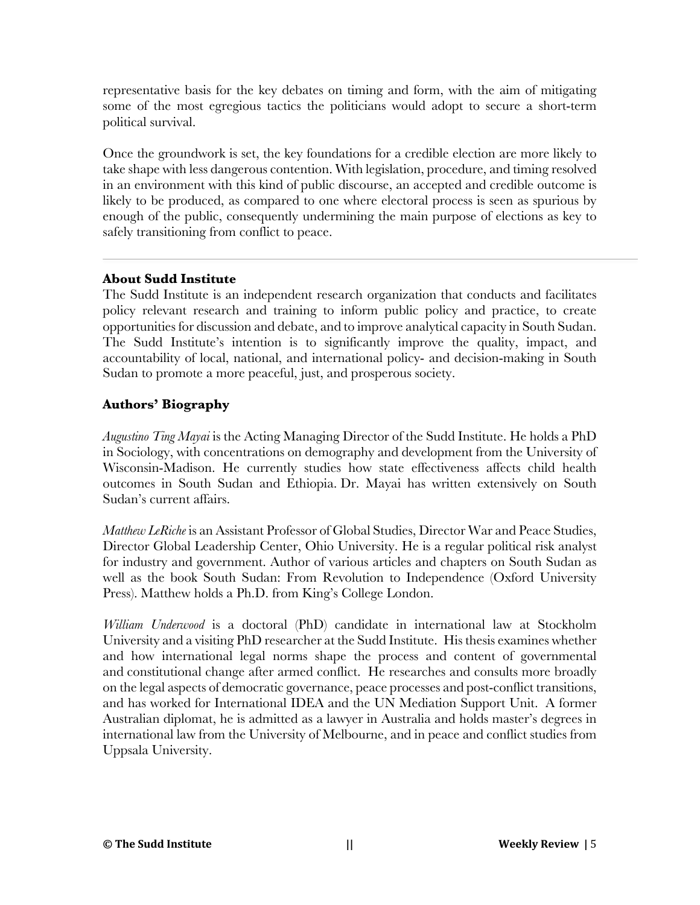representative basis for the key debates on timing and form, with the aim of mitigating some of the most egregious tactics the politicians would adopt to secure a short-term political survival.

Once the groundwork is set, the key foundations for a credible election are more likely to take shape with less dangerous contention. With legislation, procedure, and timing resolved in an environment with this kind of public discourse, an accepted and credible outcome is likely to be produced, as compared to one where electoral process is seen as spurious by enough of the public, consequently undermining the main purpose of elections as key to safely transitioning from conflict to peace.

---

**About Sudd Institute**

The Sudd Institute is an independent research organization that conducts and facilitates policy relevant research and training to inform public policy and practice, to create opportunities for discussion and debate, and to improve analytical capacity in South Sudan. The Sudd Institute's intention is to significantly improve the quality, impact, and accountability of local, national, and international policy- and decision-making in South Sudan to promote a more peaceful, just, and prosperous society.

**Authors' Biography**

*Augustino Ting Mayai* is the Acting Managing Director of the Sudd Institute. He holds a PhD in Sociology, with concentrations on demography and development from the University of Wisconsin-Madison. He currently studies how state effectiveness affects child health outcomes in South Sudan and Ethiopia. Dr. Mayai has written extensively on South Sudan's current affairs.

*Matthew LeRiche* is an Assistant Professor of Global Studies, Director War and Peace Studies, Director Global Leadership Center, Ohio University. He is a regular political risk analyst for industry and government. Author of various articles and chapters on South Sudan as well as the book South Sudan: From Revolution to Independence (Oxford University Press). Matthew holds a Ph.D. from King's College London.

*William Underwood* is a doctoral (PhD) candidate in international law at Stockholm University and a visiting PhD researcher at the Sudd Institute. His thesis examines whether and how international legal norms shape the process and content of governmental and constitutional change after armed conflict. He researches and consults more broadly on the legal aspects of democratic governance, peace processes and post-conflict transitions, and has worked for International IDEA and the UN Mediation Support Unit. A former Australian diplomat, he is admitted as a lawyer in Australia and holds master's degrees in international law from the University of Melbourne, and in peace and conflict studies from Uppsala University.